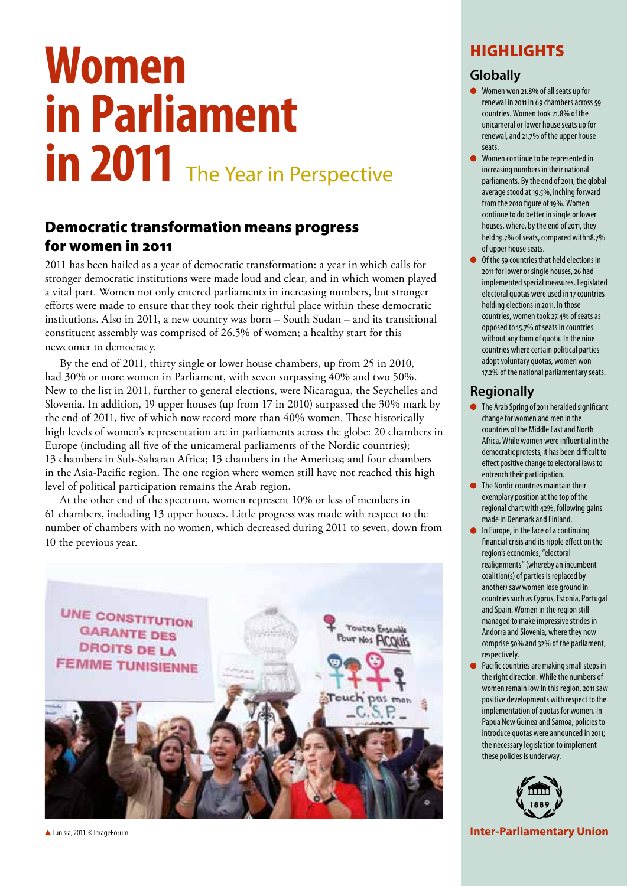# Women in Parliament in 2011 The Year in Perspective

## Democratic transformation means progress for women in 2011

2011 has been hailed as a year of democratic transformation: a year in which calls for stronger democratic institutions were made loud and clear, and in which women played a vital part. Women not only entered parliaments in increasing numbers, but stronger efforts were made to ensure that they took their rightful place within these democratic institutions. Also in 2011, a new country was born – South Sudan – and its transitional constituent assembly was comprised of 26.5% of women; a healthy start for this newcomer to democracy.

By the end of 2011, thirty single or lower house chambers, up from 25 in 2010, had 30% or more women in Parliament, with seven surpassing 40% and two 50%. New to the list in 2011, further to general elections, were Nicaragua, the Seychelles and Slovenia. In addition, 19 upper houses (up from 17 in 2010) surpassed the 30% mark by the end of 2011, five of which now record more than 40% women. These historically high levels of women's representation are in parliaments across the globe: 20 chambers in Europe (including all five of the unicameral parliaments of the Nordic countries); 13 chambers in Sub-Saharan Africa; 13 chambers in the Americas; and four chambers in the Asia-Pacific region. The one region where women still have not reached this high level of political participation remains the Arab region.

At the other end of the spectrum, women represent 10% or less of members in 61 chambers, including 13 upper houses. Little progress was made with respect to the number of chambers with no women, which decreased during 2011 to seven, down from 10 the previous year.

Tunisia, 2011. © ImageForum

## HIGHLIGHTS

### Globally

- Women won 21.8% of all seats up for renewal in 2011 in 69 chambers across 59 countries. Women took 21.8% of the unicameral or lower house seats up for renewal, and 21.7% of the upper house seats.
- Women continue to be represented in increasing numbers in their national parliaments. By the end of 2011, the global average stood at 19.5%, inching forward from the 2010 figure of 19%. Women continue to do better in single or lower houses, where, by the end of 2011, they held 19.7% of seats, compared with 18.7% of upper house seats.
- Of the 59 countries that held elections in 2011 for lower or single houses, 26 had implemented special measures. Legislated electoral quotas were used in 17 countries holding elections in 2011. In those countries, women took 27.4% of seats as opposed to 15.7% of seats in countries without any form of quota. In the nine countries where certain political parties adopt voluntary quotas, women won 17.2% of the national parliamentary seats.

### Regionally

- The Arab Spring of 2011 heralded significant change for women and men in the countries of the Middle East and North Africa. While women were influential in the democratic protests, it has been difficult to effect positive change to electoral laws to entrench their participation.
- The Nordic countries maintain their exemplary position at the top of the regional chart with 42%, following gains made in Denmark and Finland.
- In Europe, in the face of a continuing financial crisis and its ripple effect on the region's economies, "electoral realignments" (whereby an incumbent coalition(s) of parties is replaced by another) saw women lose ground in countries such as Cyprus, Estonia, Portugal and Spain. Women in the region still managed to make impressive strides in Andorra and Slovenia, where they now comprise 50% and 32% of the parliament, respectively.
- Pacific countries are making small steps in the right direction. While the numbers of women remain low in this region, 2011 saw positive developments with respect to the implementation of quotas for women. In Papua New Guinea and Samoa, policies to introduce quotas were announced in 2011; the necessary legislation to implement these policies is underway.

1889

**Inter-Parliamentary Union**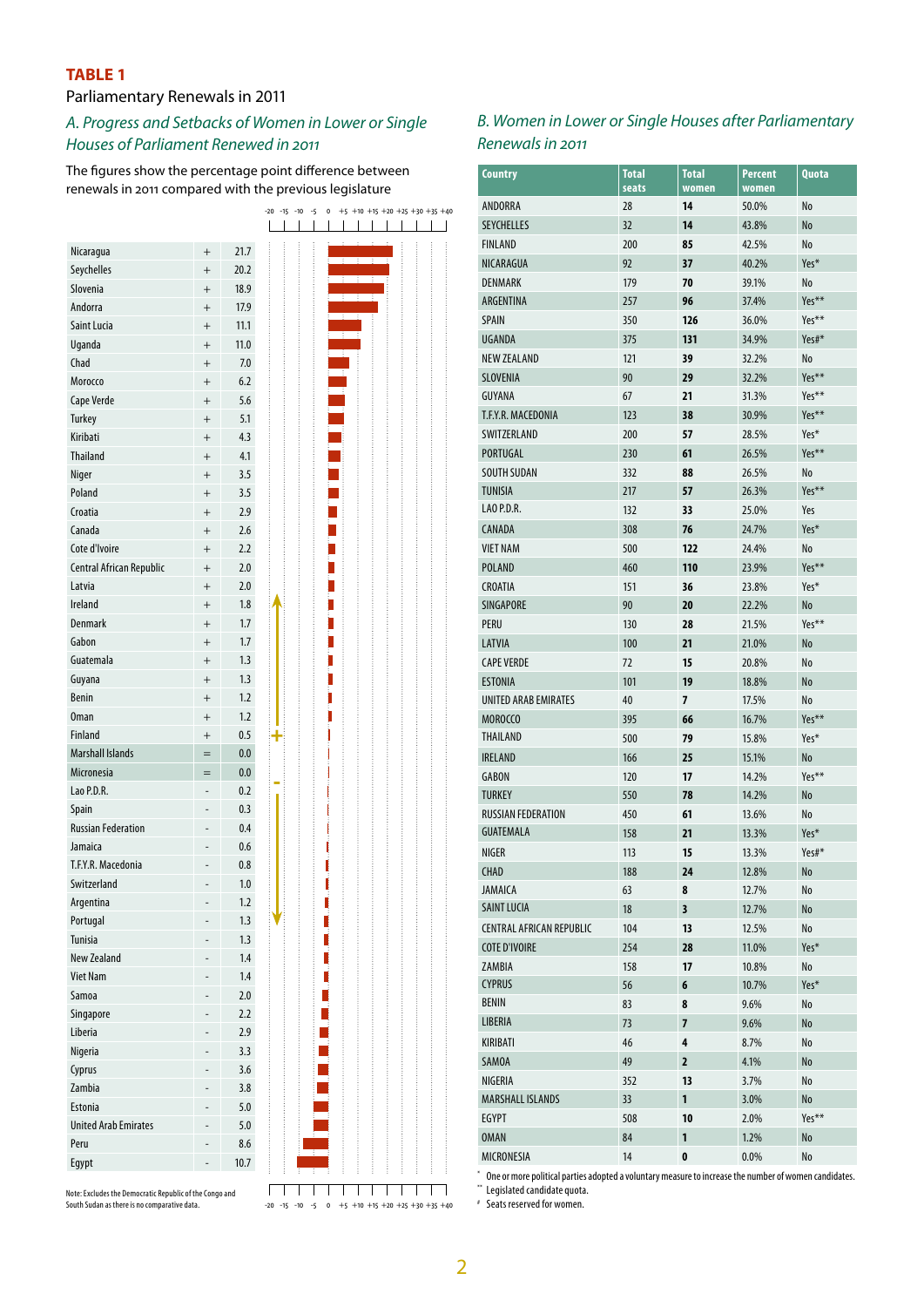## TABLE 1

Parliamentary Renewals in 2011

### *A. Progress and Setbacks of Women in Lower or Single Houses of Parliament Renewed in 2011*

The figures show the percentage point difference between renewals in 2011 compared with the previous legislature

| Country | | Difference |
|---|---|---|
| Nicaragua | + | 21.7 |
| Seychelles | + | 20.2 |
| Slovenia | + | 18.9 |
| Andorra | + | 17.9 |
| Saint Lucia | + | 11.1 |
| Uganda | + | 11.0 |
| Chad | + | 7.0 |
| Morocco | + | 6.2 |
| Cape Verde | + | 5.6 |
| Turkey | + | 5.1 |
| Kiribati | + | 4.3 |
| Thailand | + | 4.1 |
| Niger | + | 3.5 |
| Poland | + | 3.5 |
| Croatia | + | 2.9 |
| Canada | + | 2.6 |
| Cote d'Ivoire | + | 2.2 |
| Central African Republic | + | 2.0 |
| Latvia | + | 2.0 |
| Ireland | + | 1.8 |
| Denmark | + | 1.7 |
| Gabon | + | 1.7 |
| Guatemala | + | 1.3 |
| Guyana | + | 1.3 |
| Benin | + | 1.2 |
| Oman | + | 1.2 |
| Finland | + | 0.5 |
| Marshall Islands | = | 0.0 |
| Micronesia | = | 0.0 |
| Lao P.D.R. | - | 0.2 |
| Spain | - | 0.3 |
| Russian Federation | - | 0.4 |
| Jamaica | - | 0.6 |
| T.F.Y.R. Macedonia | - | 0.8 |
| Switzerland | - | 1.0 |
| Argentina | - | 1.2 |
| Portugal | - | 1.3 |
| Tunisia | - | 1.3 |
| New Zealand | - | 1.4 |
| Viet Nam | - | 1.4 |
| Samoa | - | 2.0 |
| Singapore | - | 2.2 |
| Liberia | - | 2.9 |
| Nigeria | - | 3.3 |
| Cyprus | - | 3.6 |
| Zambia | - | 3.8 |
| Estonia | - | 5.0 |
| United Arab Emirates | - | 5.0 |
| Peru | - | 8.6 |
| Egypt | - | 10.7 |

Note: Excludes the Democratic Republic of the Congo and South Sudan as there is no comparative data.

### *B. Women in Lower or Single Houses after Parliamentary Renewals in 2011*

| Country | Total seats | Total women | Percent women | Quota |
|---|---|---|---|---|
| ANDORRA | 28 | **14** | 50.0% | No |
| SEYCHELLES | 32 | **14** | 43.8% | No |
| FINLAND | 200 | **85** | 42.5% | No |
| NICARAGUA | 92 | **37** | 40.2% | Yes* |
| DENMARK | 179 | **70** | 39.1% | No |
| ARGENTINA | 257 | **96** | 37.4% | Yes** |
| SPAIN | 350 | **126** | 36.0% | Yes** |
| UGANDA | 375 | **131** | 34.9% | Yes#* |
| NEW ZEALAND | 121 | **39** | 32.2% | No |
| SLOVENIA | 90 | **29** | 32.2% | Yes** |
| GUYANA | 67 | **21** | 31.3% | Yes** |
| T.F.Y.R. MACEDONIA | 123 | **38** | 30.9% | Yes** |
| SWITZERLAND | 200 | **57** | 28.5% | Yes* |
| PORTUGAL | 230 | **61** | 26.5% | Yes** |
| SOUTH SUDAN | 332 | **88** | 26.5% | No |
| TUNISIA | 217 | **57** | 26.3% | Yes** |
| LAO P.D.R. | 132 | **33** | 25.0% | Yes |
| CANADA | 308 | **76** | 24.7% | Yes* |
| VIET NAM | 500 | **122** | 24.4% | No |
| POLAND | 460 | **110** | 23.9% | Yes** |
| CROATIA | 151 | **36** | 23.8% | Yes* |
| SINGAPORE | 90 | **20** | 22.2% | No |
| PERU | 130 | **28** | 21.5% | Yes** |
| LATVIA | 100 | **21** | 21.0% | No |
| CAPE VERDE | 72 | **15** | 20.8% | No |
| ESTONIA | 101 | **19** | 18.8% | No |
| UNITED ARAB EMIRATES | 40 | **7** | 17.5% | No |
| MOROCCO | 395 | **66** | 16.7% | Yes** |
| THAILAND | 500 | **79** | 15.8% | Yes* |
| IRELAND | 166 | **25** | 15.1% | No |
| GABON | 120 | **17** | 14.2% | Yes** |
| TURKEY | 550 | **78** | 14.2% | No |
| RUSSIAN FEDERATION | 450 | **61** | 13.6% | No |
| GUATEMALA | 158 | **21** | 13.3% | Yes* |
| NIGER | 113 | **15** | 13.3% | Yes#* |
| CHAD | 188 | **24** | 12.8% | No |
| JAMAICA | 63 | **8** | 12.7% | No |
| SAINT LUCIA | 18 | **3** | 12.7% | No |
| CENTRAL AFRICAN REPUBLIC | 104 | **13** | 12.5% | No |
| COTE D'IVOIRE | 254 | **28** | 11.0% | Yes* |
| ZAMBIA | 158 | **17** | 10.8% | No |
| CYPRUS | 56 | **6** | 10.7% | Yes* |
| BENIN | 83 | **8** | 9.6% | No |
| LIBERIA | 73 | **7** | 9.6% | No |
| KIRIBATI | 46 | **4** | 8.7% | No |
| SAMOA | 49 | **2** | 4.1% | No |
| NIGERIA | 352 | **13** | 3.7% | No |
| MARSHALL ISLANDS | 33 | **1** | 3.0% | No |
| EGYPT | 508 | **10** | 2.0% | Yes** |
| OMAN | 84 | **1** | 1.2% | No |
| MICRONESIA | 14 | **0** | 0.0% | No |

\* One or more political parties adopted a voluntary measure to increase the number of women candidates.
\*\* Legislated candidate quota.
\# Seats reserved for women.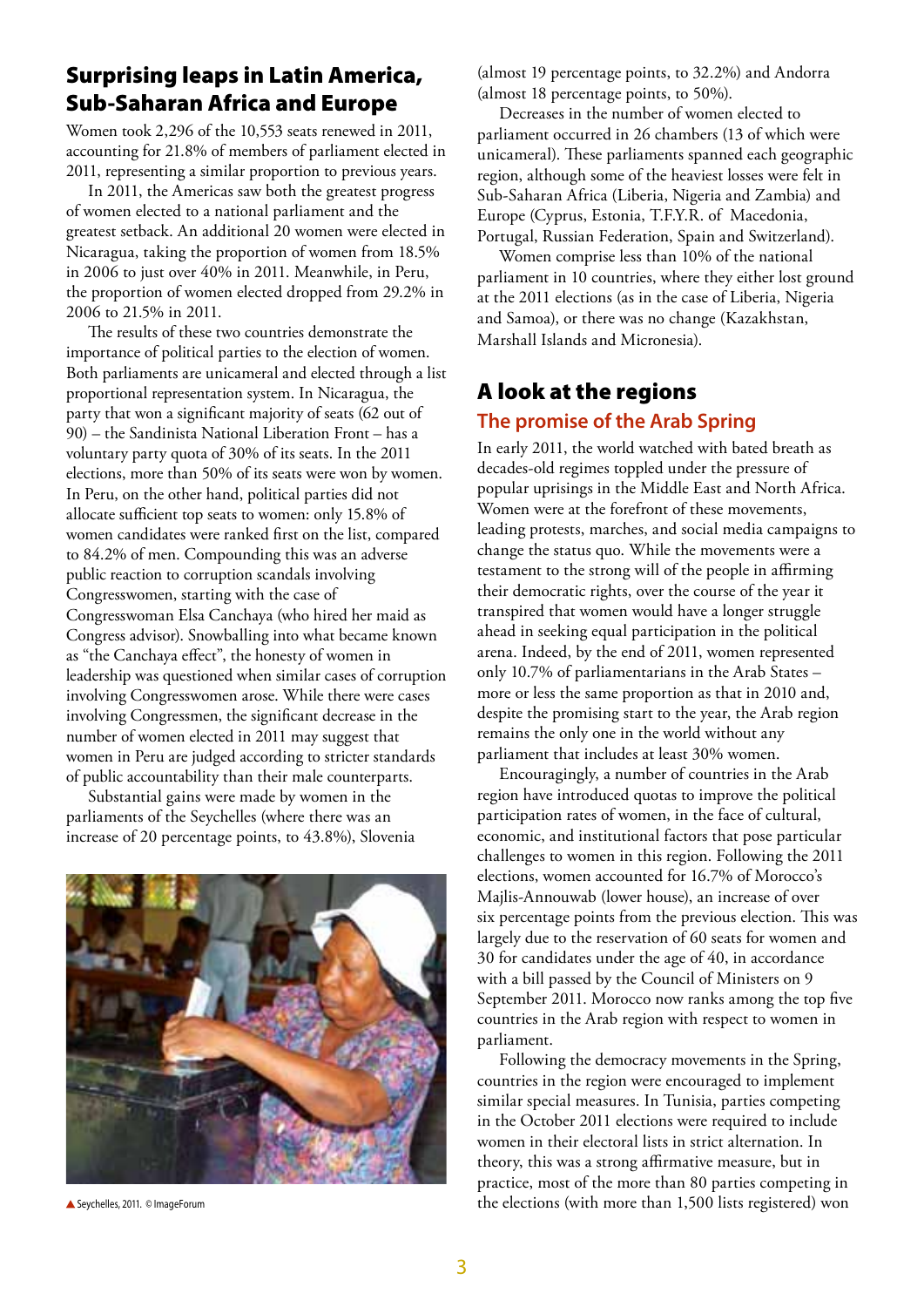## Surprising leaps in Latin America, Sub-Saharan Africa and Europe

Women took 2,296 of the 10,553 seats renewed in 2011, accounting for 21.8% of members of parliament elected in 2011, representing a similar proportion to previous years.

In 2011, the Americas saw both the greatest progress of women elected to a national parliament and the greatest setback. An additional 20 women were elected in Nicaragua, taking the proportion of women from 18.5% in 2006 to just over 40% in 2011. Meanwhile, in Peru, the proportion of women elected dropped from 29.2% in 2006 to 21.5% in 2011.

The results of these two countries demonstrate the importance of political parties to the election of women. Both parliaments are unicameral and elected through a list proportional representation system. In Nicaragua, the party that won a significant majority of seats (62 out of 90) – the Sandinista National Liberation Front – has a voluntary party quota of 30% of its seats. In the 2011 elections, more than 50% of its seats were won by women. In Peru, on the other hand, political parties did not allocate sufficient top seats to women: only 15.8% of women candidates were ranked first on the list, compared to 84.2% of men. Compounding this was an adverse public reaction to corruption scandals involving Congresswomen, starting with the case of Congresswoman Elsa Canchaya (who hired her maid as Congress advisor). Snowballing into what became known as "the Canchaya effect", the honesty of women in leadership was questioned when similar cases of corruption involving Congresswomen arose. While there were cases involving Congressmen, the significant decrease in the number of women elected in 2011 may suggest that women in Peru are judged according to stricter standards of public accountability than their male counterparts.

Substantial gains were made by women in the parliaments of the Seychelles (where there was an increase of 20 percentage points, to 43.8%), Slovenia (almost 19 percentage points, to 32.2%) and Andorra (almost 18 percentage points, to 50%).

Seychelles, 2011. © ImageForum

Decreases in the number of women elected to parliament occurred in 26 chambers (13 of which were unicameral). These parliaments spanned each geographic region, although some of the heaviest losses were felt in Sub-Saharan Africa (Liberia, Nigeria and Zambia) and Europe (Cyprus, Estonia, T.F.Y.R. of Macedonia, Portugal, Russian Federation, Spain and Switzerland).

Women comprise less than 10% of the national parliament in 10 countries, where they either lost ground at the 2011 elections (as in the case of Liberia, Nigeria and Samoa), or there was no change (Kazakhstan, Marshall Islands and Micronesia).

## A look at the regions

### The promise of the Arab Spring

In early 2011, the world watched with bated breath as decades-old regimes toppled under the pressure of popular uprisings in the Middle East and North Africa. Women were at the forefront of these movements, leading protests, marches, and social media campaigns to change the status quo. While the movements were a testament to the strong will of the people in affirming their democratic rights, over the course of the year it transpired that women would have a longer struggle ahead in seeking equal participation in the political arena. Indeed, by the end of 2011, women represented only 10.7% of parliamentarians in the Arab States – more or less the same proportion as that in 2010 and, despite the promising start to the year, the Arab region remains the only one in the world without any parliament that includes at least 30% women.

Encouragingly, a number of countries in the Arab region have introduced quotas to improve the political participation rates of women, in the face of cultural, economic, and institutional factors that pose particular challenges to women in this region. Following the 2011 elections, women accounted for 16.7% of Morocco's Majlis-Annouwab (lower house), an increase of over six percentage points from the previous election. This was largely due to the reservation of 60 seats for women and 30 for candidates under the age of 40, in accordance with a bill passed by the Council of Ministers on 9 September 2011. Morocco now ranks among the top five countries in the Arab region with respect to women in parliament.

Following the democracy movements in the Spring, countries in the region were encouraged to implement similar special measures. In Tunisia, parties competing in the October 2011 elections were required to include women in their electoral lists in strict alternation. In theory, this was a strong affirmative measure, but in practice, most of the more than 80 parties competing in the elections (with more than 1,500 lists registered) won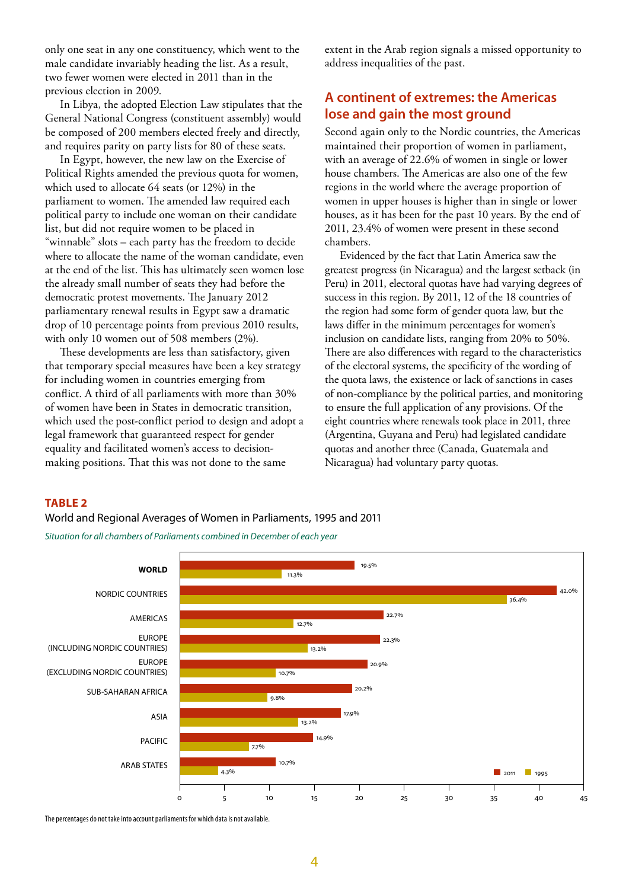only one seat in any one constituency, which went to the male candidate invariably heading the list. As a result, two fewer women were elected in 2011 than in the previous election in 2009.

In Libya, the adopted Election Law stipulates that the General National Congress (constituent assembly) would be composed of 200 members elected freely and directly, and requires parity on party lists for 80 of these seats.

In Egypt, however, the new law on the Exercise of Political Rights amended the previous quota for women, which used to allocate 64 seats (or 12%) in the parliament to women. The amended law required each political party to include one woman on their candidate list, but did not require women to be placed in "winnable" slots – each party has the freedom to decide where to allocate the name of the woman candidate, even at the end of the list. This has ultimately seen women lose the already small number of seats they had before the democratic protest movements. The January 2012 parliamentary renewal results in Egypt saw a dramatic drop of 10 percentage points from previous 2010 results, with only 10 women out of 508 members (2%).

These developments are less than satisfactory, given that temporary special measures have been a key strategy for including women in countries emerging from conflict. A third of all parliaments with more than 30% of women have been in States in democratic transition, which used the post-conflict period to design and adopt a legal framework that guaranteed respect for gender equality and facilitated women's access to decision-making positions. That this was not done to the same extent in the Arab region signals a missed opportunity to address inequalities of the past.

## A continent of extremes: the Americas lose and gain the most ground

Second again only to the Nordic countries, the Americas maintained their proportion of women in parliament, with an average of 22.6% of women in single or lower house chambers. The Americas are also one of the few regions in the world where the average proportion of women in upper houses is higher than in single or lower houses, as it has been for the past 10 years. By the end of 2011, 23.4% of women were present in these second chambers.

Evidenced by the fact that Latin America saw the greatest progress (in Nicaragua) and the largest setback (in Peru) in 2011, electoral quotas have had varying degrees of success in this region. By 2011, 12 of the 18 countries of the region had some form of gender quota law, but the laws differ in the minimum percentages for women's inclusion on candidate lists, ranging from 20% to 50%. There are also differences with regard to the characteristics of the electoral systems, the specificity of the wording of the quota laws, the existence or lack of sanctions in cases of non-compliance by the political parties, and monitoring to ensure the full application of any provisions. Of the eight countries where renewals took place in 2011, three (Argentina, Guyana and Peru) had legislated candidate quotas and another three (Canada, Guatemala and Nicaragua) had voluntary party quotas.

**TABLE 2**

World and Regional Averages of Women in Parliaments, 1995 and 2011

*Situation for all chambers of Parliaments combined in December of each year*

| Region | 2011 | 1995 |
|---|---|---|
| **WORLD** | 19.5% | 11.3% |
| NORDIC COUNTRIES | 42.0% | 36.4% |
| AMERICAS | 22.7% | 12.7% |
| EUROPE (INCLUDING NORDIC COUNTRIES) | 22.3% | 13.2% |
| EUROPE (EXCLUDING NORDIC COUNTRIES) | 20.9% | 10.7% |
| SUB-SAHARAN AFRICA | 20.2% | 9.8% |
| ASIA | 17.9% | 13.2% |
| PACIFIC | 14.9% | 7.7% |
| ARAB STATES | 10.7% | 4.3% |

The percentages do not take into account parliaments for which data is not available.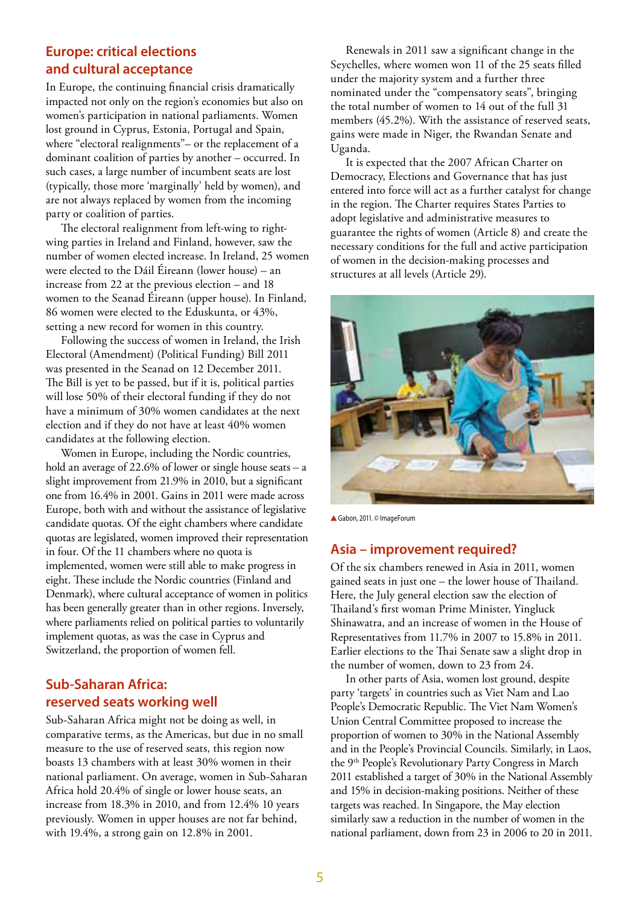## Europe: critical elections and cultural acceptance

In Europe, the continuing financial crisis dramatically impacted not only on the region's economies but also on women's participation in national parliaments. Women lost ground in Cyprus, Estonia, Portugal and Spain, where "electoral realignments"– or the replacement of a dominant coalition of parties by another – occurred. In such cases, a large number of incumbent seats are lost (typically, those more 'marginally' held by women), and are not always replaced by women from the incoming party or coalition of parties.

The electoral realignment from left-wing to right-wing parties in Ireland and Finland, however, saw the number of women elected increase. In Ireland, 25 women were elected to the Dáil Éireann (lower house) – an increase from 22 at the previous election – and 18 women to the Seanad Éireann (upper house). In Finland, 86 women were elected to the Eduskunta, or 43%, setting a new record for women in this country.

Following the success of women in Ireland, the Irish Electoral (Amendment) (Political Funding) Bill 2011 was presented in the Seanad on 12 December 2011. The Bill is yet to be passed, but if it is, political parties will lose 50% of their electoral funding if they do not have a minimum of 30% women candidates at the next election and if they do not have at least 40% women candidates at the following election.

Women in Europe, including the Nordic countries, hold an average of 22.6% of lower or single house seats – a slight improvement from 21.9% in 2010, but a significant one from 16.4% in 2001. Gains in 2011 were made across Europe, both with and without the assistance of legislative candidate quotas. Of the eight chambers where candidate quotas are legislated, women improved their representation in four. Of the 11 chambers where no quota is implemented, women were still able to make progress in eight. These include the Nordic countries (Finland and Denmark), where cultural acceptance of women in politics has been generally greater than in other regions. Inversely, where parliaments relied on political parties to voluntarily implement quotas, as was the case in Cyprus and Switzerland, the proportion of women fell.

## Sub-Saharan Africa: reserved seats working well

Sub-Saharan Africa might not be doing as well, in comparative terms, as the Americas, but due in no small measure to the use of reserved seats, this region now boasts 13 chambers with at least 30% women in their national parliament. On average, women in Sub-Saharan Africa hold 20.4% of single or lower house seats, an increase from 18.3% in 2010, and from 12.4% 10 years previously. Women in upper houses are not far behind, with 19.4%, a strong gain on 12.8% in 2001.

Renewals in 2011 saw a significant change in the Seychelles, where women won 11 of the 25 seats filled under the majority system and a further three nominated under the "compensatory seats", bringing the total number of women to 14 out of the full 31 members (45.2%). With the assistance of reserved seats, gains were made in Niger, the Rwandan Senate and Uganda.

It is expected that the 2007 African Charter on Democracy, Elections and Governance that has just entered into force will act as a further catalyst for change in the region. The Charter requires States Parties to adopt legislative and administrative measures to guarantee the rights of women (Article 8) and create the necessary conditions for the full and active participation of women in the decision-making processes and structures at all levels (Article 29).

▲ Gabon, 2011. © ImageForum

## Asia – improvement required?

Of the six chambers renewed in Asia in 2011, women gained seats in just one – the lower house of Thailand. Here, the July general election saw the election of Thailand's first woman Prime Minister, Yingluck Shinawatra, and an increase of women in the House of Representatives from 11.7% in 2007 to 15.8% in 2011. Earlier elections to the Thai Senate saw a slight drop in the number of women, down to 23 from 24.

In other parts of Asia, women lost ground, despite party 'targets' in countries such as Viet Nam and Lao People's Democratic Republic. The Viet Nam Women's Union Central Committee proposed to increase the proportion of women to 30% in the National Assembly and in the People's Provincial Councils. Similarly, in Laos, the 9th People's Revolutionary Party Congress in March 2011 established a target of 30% in the National Assembly and 15% in decision-making positions. Neither of these targets was reached. In Singapore, the May election similarly saw a reduction in the number of women in the national parliament, down from 23 in 2006 to 20 in 2011.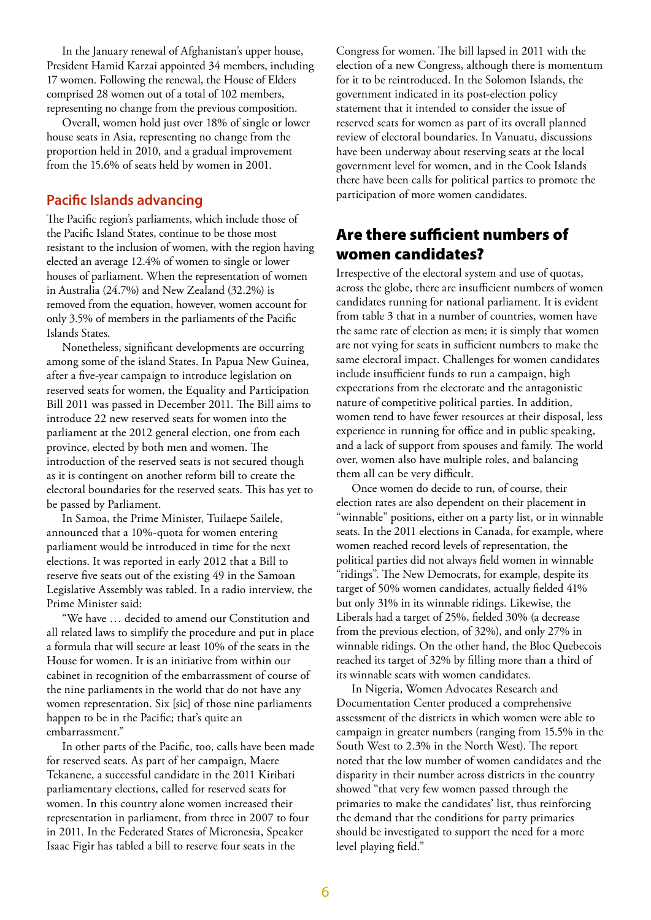In the January renewal of Afghanistan's upper house, President Hamid Karzai appointed 34 members, including 17 women. Following the renewal, the House of Elders comprised 28 women out of a total of 102 members, representing no change from the previous composition.

Overall, women hold just over 18% of single or lower house seats in Asia, representing no change from the proportion held in 2010, and a gradual improvement from the 15.6% of seats held by women in 2001.

### Pacific Islands advancing

The Pacific region's parliaments, which include those of the Pacific Island States, continue to be those most resistant to the inclusion of women, with the region having elected an average 12.4% of women to single or lower houses of parliament. When the representation of women in Australia (24.7%) and New Zealand (32.2%) is removed from the equation, however, women account for only 3.5% of members in the parliaments of the Pacific Islands States.

Nonetheless, significant developments are occurring among some of the island States. In Papua New Guinea, after a five-year campaign to introduce legislation on reserved seats for women, the Equality and Participation Bill 2011 was passed in December 2011. The Bill aims to introduce 22 new reserved seats for women into the parliament at the 2012 general election, one from each province, elected by both men and women. The introduction of the reserved seats is not secured though as it is contingent on another reform bill to create the electoral boundaries for the reserved seats. This has yet to be passed by Parliament.

In Samoa, the Prime Minister, Tuilaepe Sailele, announced that a 10%-quota for women entering parliament would be introduced in time for the next elections. It was reported in early 2012 that a Bill to reserve five seats out of the existing 49 in the Samoan Legislative Assembly was tabled. In a radio interview, the Prime Minister said:

"We have … decided to amend our Constitution and all related laws to simplify the procedure and put in place a formula that will secure at least 10% of the seats in the House for women. It is an initiative from within our cabinet in recognition of the embarrassment of course of the nine parliaments in the world that do not have any women representation. Six [sic] of those nine parliaments happen to be in the Pacific; that's quite an embarrassment."

In other parts of the Pacific, too, calls have been made for reserved seats. As part of her campaign, Maere Tekanene, a successful candidate in the 2011 Kiribati parliamentary elections, called for reserved seats for women. In this country alone women increased their representation in parliament, from three in 2007 to four in 2011. In the Federated States of Micronesia, Speaker Isaac Figir has tabled a bill to reserve four seats in the Congress for women. The bill lapsed in 2011 with the election of a new Congress, although there is momentum for it to be reintroduced. In the Solomon Islands, the government indicated in its post-election policy statement that it intended to consider the issue of reserved seats for women as part of its overall planned review of electoral boundaries. In Vanuatu, discussions have been underway about reserving seats at the local government level for women, and in the Cook Islands there have been calls for political parties to promote the participation of more women candidates.

## Are there sufficient numbers of women candidates?

Irrespective of the electoral system and use of quotas, across the globe, there are insufficient numbers of women candidates running for national parliament. It is evident from table 3 that in a number of countries, women have the same rate of election as men; it is simply that women are not vying for seats in sufficient numbers to make the same electoral impact. Challenges for women candidates include insufficient funds to run a campaign, high expectations from the electorate and the antagonistic nature of competitive political parties. In addition, women tend to have fewer resources at their disposal, less experience in running for office and in public speaking, and a lack of support from spouses and family. The world over, women also have multiple roles, and balancing them all can be very difficult.

Once women do decide to run, of course, their election rates are also dependent on their placement in "winnable" positions, either on a party list, or in winnable seats. In the 2011 elections in Canada, for example, where women reached record levels of representation, the political parties did not always field women in winnable "ridings". The New Democrats, for example, despite its target of 50% women candidates, actually fielded 41% but only 31% in its winnable ridings. Likewise, the Liberals had a target of 25%, fielded 30% (a decrease from the previous election, of 32%), and only 27% in winnable ridings. On the other hand, the Bloc Quebecois reached its target of 32% by filling more than a third of its winnable seats with women candidates.

In Nigeria, Women Advocates Research and Documentation Center produced a comprehensive assessment of the districts in which women were able to campaign in greater numbers (ranging from 15.5% in the South West to 2.3% in the North West). The report noted that the low number of women candidates and the disparity in their number across districts in the country showed "that very few women passed through the primaries to make the candidates' list, thus reinforcing the demand that the conditions for party primaries should be investigated to support the need for a more level playing field."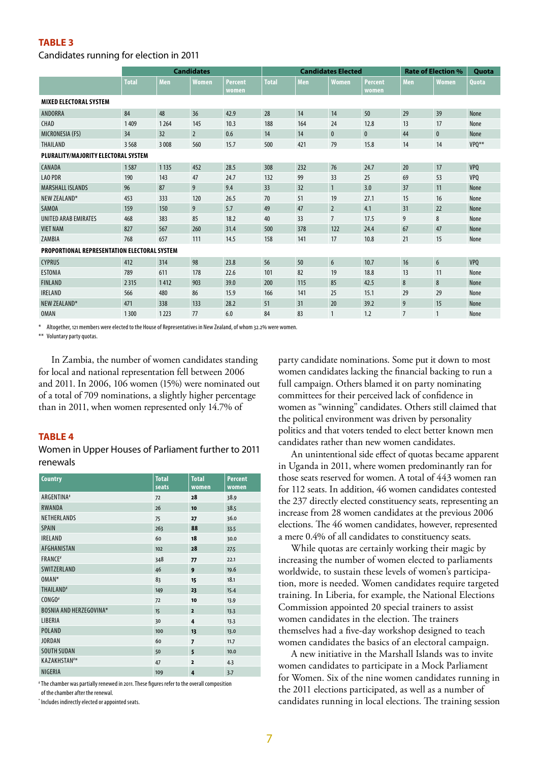**TABLE 3**

Candidates running for election in 2011

| | Candidates | | | | Candidates Elected | | | | Rate of Election % | | Quota |
|---|---|---|---|---|---|---|---|---|---|---|---|
| | Total | Men | Women | Percent women | Total | Men | Women | Percent women | Men | Women | Quota |
| **MIXED ELECTORAL SYSTEM** | | | | | | | | | | | |
| ANDORRA | 84 | 48 | 36 | 42.9 | 28 | 14 | 14 | 50 | 29 | 39 | None |
| CHAD | 1 409 | 1 264 | 145 | 10.3 | 188 | 164 | 24 | 12.8 | 13 | 17 | None |
| MICRONESIA (FS) | 34 | 32 | 2 | 0.6 | 14 | 14 | 0 | 0 | 44 | 0 | None |
| THAILAND | 3 568 | 3 008 | 560 | 15.7 | 500 | 421 | 79 | 15.8 | 14 | 14 | VPQ** |
| **PLURALITY/MAJORITY ELECTORAL SYSTEM** | | | | | | | | | | | |
| CANADA | 1 587 | 1 135 | 452 | 28.5 | 308 | 232 | 76 | 24.7 | 20 | 17 | VPQ |
| LAO PDR | 190 | 143 | 47 | 24.7 | 132 | 99 | 33 | 25 | 69 | 53 | VPQ |
| MARSHALL ISLANDS | 96 | 87 | 9 | 9.4 | 33 | 32 | 1 | 3.0 | 37 | 11 | None |
| NEW ZEALAND* | 453 | 333 | 120 | 26.5 | 70 | 51 | 19 | 27.1 | 15 | 16 | None |
| SAMOA | 159 | 150 | 9 | 5.7 | 49 | 47 | 2 | 4.1 | 31 | 22 | None |
| UNITED ARAB EMIRATES | 468 | 383 | 85 | 18.2 | 40 | 33 | 7 | 17.5 | 9 | 8 | None |
| VIET NAM | 827 | 567 | 260 | 31.4 | 500 | 378 | 122 | 24.4 | 67 | 47 | None |
| ZAMBIA | 768 | 657 | 111 | 14.5 | 158 | 141 | 17 | 10.8 | 21 | 15 | None |
| **PROPORTIONAL REPRESENTATION ELECTORAL SYSTEM** | | | | | | | | | | | |
| CYPRUS | 412 | 314 | 98 | 23.8 | 56 | 50 | 6 | 10.7 | 16 | 6 | VPQ |
| ESTONIA | 789 | 611 | 178 | 22.6 | 101 | 82 | 19 | 18.8 | 13 | 11 | None |
| FINLAND | 2 315 | 1 412 | 903 | 39.0 | 200 | 115 | 85 | 42.5 | 8 | 8 | None |
| IRELAND | 566 | 480 | 86 | 15.9 | 166 | 141 | 25 | 15.1 | 29 | 29 | None |
| NEW ZEALAND* | 471 | 338 | 133 | 28.2 | 51 | 31 | 20 | 39.2 | 9 | 15 | None |
| OMAN | 1 300 | 1 223 | 77 | 6.0 | 84 | 83 | 1 | 1.2 | 7 | 1 | None |

\* Altogether, 121 members were elected to the House of Representatives in New Zealand, of whom 32.2% were women.
\*\* Voluntary party quotas.

In Zambia, the number of women candidates standing for local and national representation fell between 2006 and 2011. In 2006, 106 women (15%) were nominated out of a total of 709 nominations, a slightly higher percentage than in 2011, when women represented only 14.7% of party candidate nominations. Some put it down to most women candidates lacking the financial backing to run a full campaign. Others blamed it on party nominating committees for their perceived lack of confidence in women as "winning" candidates. Others still claimed that the political environment was driven by personality politics and that voters tended to elect better known men candidates rather than new women candidates.

An unintentional side effect of quotas became apparent in Uganda in 2011, where women predominantly ran for those seats reserved for women. A total of 443 women ran for 112 seats. In addition, 46 women candidates contested the 237 directly elected constituency seats, representing an increase from 28 women candidates at the previous 2006 elections. The 46 women candidates, however, represented a mere 0.4% of all candidates to constituency seats.

While quotas are certainly working their magic by increasing the number of women elected to parliaments worldwide, to sustain these levels of women's participation, more is needed. Women candidates require targeted training. In Liberia, for example, the National Elections Commission appointed 20 special trainers to assist women candidates in the election. The trainers themselves had a five-day workshop designed to teach women candidates the basics of an electoral campaign.

A new initiative in the Marshall Islands was to invite women candidates to participate in a Mock Parliament for Women. Six of the nine women candidates running in the 2011 elections participated, as well as a number of candidates running in local elections. The training session

**TABLE 4**

Women in Upper Houses of Parliament further to 2011 renewals

| Country | Total seats | Total women | Percent women |
|---|---|---|---|
| ARGENTINA# | 72 | **28** | 38.9 |
| RWANDA | 26 | **10** | 38.5 |
| NETHERLANDS | 75 | **27** | 36.0 |
| SPAIN | 263 | **88** | 33.5 |
| IRELAND | 60 | **18** | 30.0 |
| AFGHANISTAN | 102 | **28** | 27.5 |
| FRANCE# | 348 | **77** | 22.1 |
| SWITZERLAND | 46 | **9** | 19.6 |
| OMAN* | 83 | **15** | 18.1 |
| THAILAND# | 149 | **23** | 15.4 |
| CONGO# | 72 | **10** | 13.9 |
| BOSNIA AND HERZEGOVINA* | 15 | **2** | 13.3 |
| LIBERIA | 30 | **4** | 13.3 |
| POLAND | 100 | **13** | 13.0 |
| JORDAN | 60 | **7** | 11.7 |
| SOUTH SUDAN | 50 | **5** | 10.0 |
| KAZAKHSTAN#* | 47 | **2** | 4.3 |
| NIGERIA | 109 | **4** | 3.7 |

\# The chamber was partially renewed in 2011. These figures refer to the overall composition of the chamber after the renewal.
\* Includes indirectly elected or appointed seats.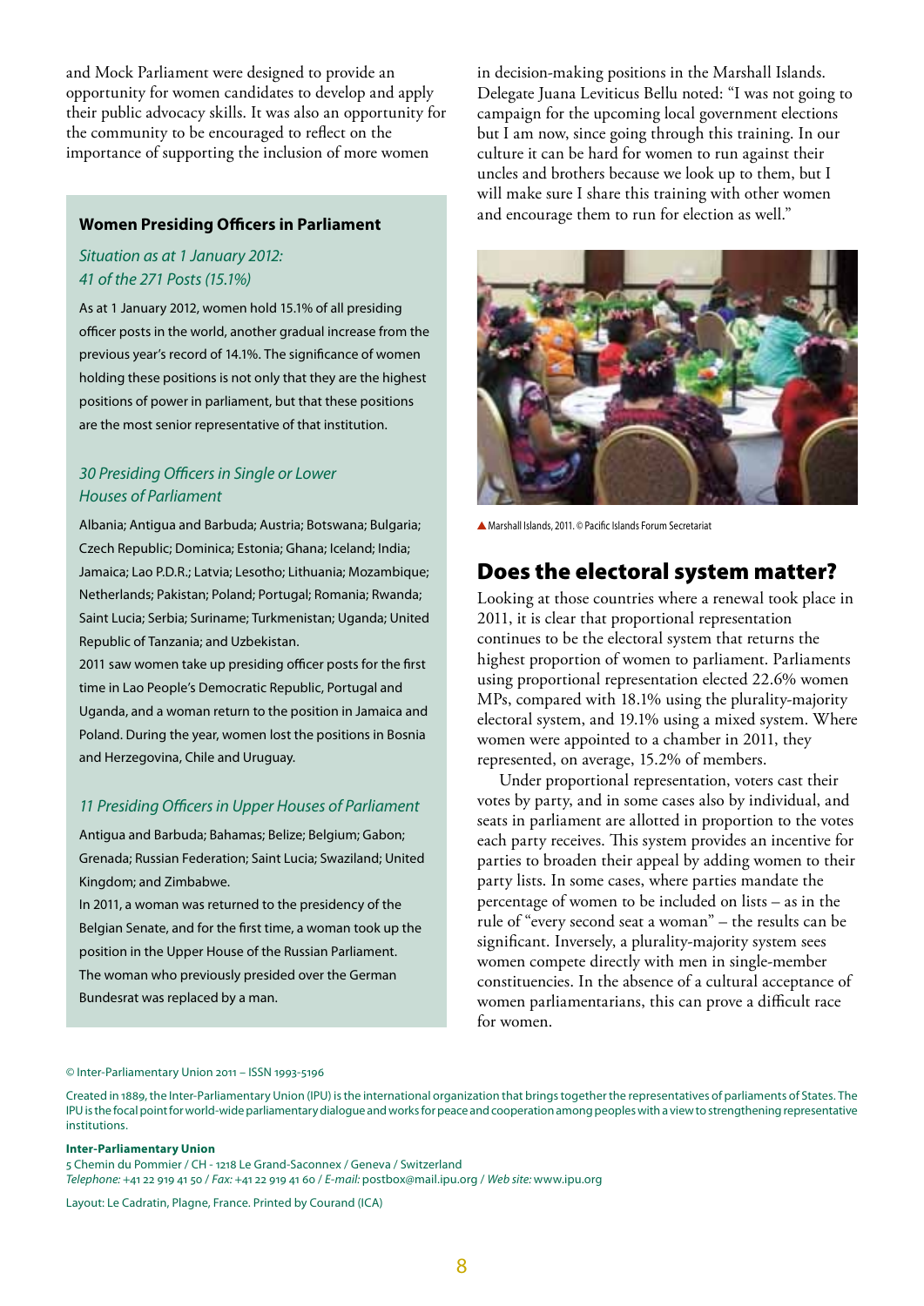and Mock Parliament were designed to provide an opportunity for women candidates to develop and apply their public advocacy skills. It was also an opportunity for the community to be encouraged to reflect on the importance of supporting the inclusion of more women

### Women Presiding Officers in Parliament

*Situation as at 1 January 2012: 41 of the 271 Posts (15.1%)*

As at 1 January 2012, women hold 15.1% of all presiding officer posts in the world, another gradual increase from the previous year's record of 14.1%. The significance of women holding these positions is not only that they are the highest positions of power in parliament, but that these positions are the most senior representative of that institution.

*30 Presiding Officers in Single or Lower Houses of Parliament*

Albania; Antigua and Barbuda; Austria; Botswana; Bulgaria; Czech Republic; Dominica; Estonia; Ghana; Iceland; India; Jamaica; Lao P.D.R.; Latvia; Lesotho; Lithuania; Mozambique; Netherlands; Pakistan; Poland; Portugal; Romania; Rwanda; Saint Lucia; Serbia; Suriname; Turkmenistan; Uganda; United Republic of Tanzania; and Uzbekistan.

2011 saw women take up presiding officer posts for the first time in Lao People's Democratic Republic, Portugal and Uganda, and a woman return to the position in Jamaica and Poland. During the year, women lost the positions in Bosnia and Herzegovina, Chile and Uruguay.

*11 Presiding Officers in Upper Houses of Parliament*

Antigua and Barbuda; Bahamas; Belize; Belgium; Gabon; Grenada; Russian Federation; Saint Lucia; Swaziland; United Kingdom; and Zimbabwe.

In 2011, a woman was returned to the presidency of the Belgian Senate, and for the first time, a woman took up the position in the Upper House of the Russian Parliament. The woman who previously presided over the German Bundesrat was replaced by a man.

in decision-making positions in the Marshall Islands. Delegate Juana Leviticus Bellu noted: "I was not going to campaign for the upcoming local government elections but I am now, since going through this training. In our culture it can be hard for women to run against their uncles and brothers because we look up to them, but I will make sure I share this training with other women and encourage them to run for election as well."

▲ Marshall Islands, 2011. © Pacific Islands Forum Secretariat

## Does the electoral system matter?

Looking at those countries where a renewal took place in 2011, it is clear that proportional representation continues to be the electoral system that returns the highest proportion of women to parliament. Parliaments using proportional representation elected 22.6% women MPs, compared with 18.1% using the plurality-majority electoral system, and 19.1% using a mixed system. Where women were appointed to a chamber in 2011, they represented, on average, 15.2% of members.

Under proportional representation, voters cast their votes by party, and in some cases also by individual, and seats in parliament are allotted in proportion to the votes each party receives. This system provides an incentive for parties to broaden their appeal by adding women to their party lists. In some cases, where parties mandate the percentage of women to be included on lists – as in the rule of "every second seat a woman" – the results can be significant. Inversely, a plurality-majority system sees women compete directly with men in single-member constituencies. In the absence of a cultural acceptance of women parliamentarians, this can prove a difficult race for women.

© Inter-Parliamentary Union 2011 – ISSN 1993-5196

Created in 1889, the Inter-Parliamentary Union (IPU) is the international organization that brings together the representatives of parliaments of States. The IPU is the focal point for world-wide parliamentary dialogue and works for peace and cooperation among peoples with a view to strengthening representative institutions.

**Inter-Parliamentary Union**
5 Chemin du Pommier / CH - 1218 Le Grand-Saconnex / Geneva / Switzerland
*Telephone:* +41 22 919 41 50 / *Fax:* +41 22 919 41 60 / *E-mail:* postbox@mail.ipu.org / *Web site:* www.ipu.org

Layout: Le Cadratin, Plagne, France. Printed by Courand (ICA)